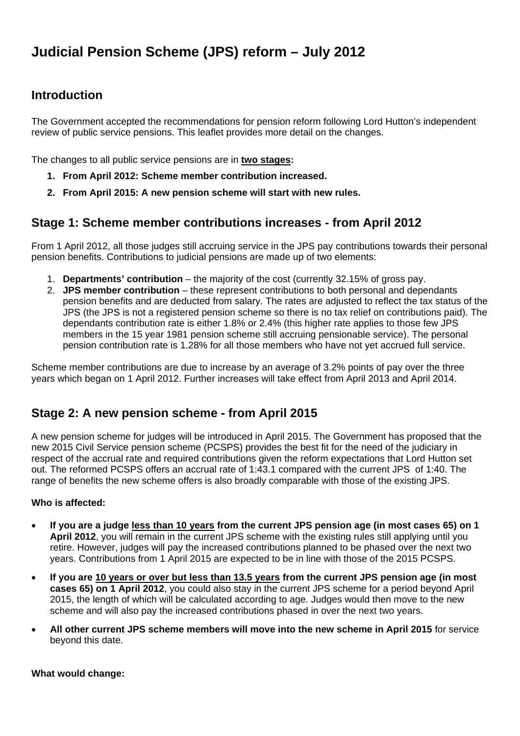# Judicial Pension Scheme (JPS) reform – July 2012

## Introduction

The Government accepted the recommendations for pension reform following Lord Hutton's independent review of public service pensions. This leaflet provides more detail on the changes.

The changes to all public service pensions are in **two stages:**

1. **From April 2012: Scheme member contribution increased.**
2. **From April 2015: A new pension scheme will start with new rules.**

## Stage 1: Scheme member contributions increases - from April 2012

From 1 April 2012, all those judges still accruing service in the JPS pay contributions towards their personal pension benefits. Contributions to judicial pensions are made up of two elements:

1. **Departments' contribution** – the majority of the cost (currently 32.15% of gross pay.
2. **JPS member contribution** – these represent contributions to both personal and dependants pension benefits and are deducted from salary. The rates are adjusted to reflect the tax status of the JPS (the JPS is not a registered pension scheme so there is no tax relief on contributions paid). The dependants contribution rate is either 1.8% or 2.4% (this higher rate applies to those few JPS members in the 15 year 1981 pension scheme still accruing pensionable service). The personal pension contribution rate is 1.28% for all those members who have not yet accrued full service.

Scheme member contributions are due to increase by an average of 3.2% points of pay over the three years which began on 1 April 2012. Further increases will take effect from April 2013 and April 2014.

## Stage 2: A new pension scheme - from April 2015

A new pension scheme for judges will be introduced in April 2015. The Government has proposed that the new 2015 Civil Service pension scheme (PCSPS) provides the best fit for the need of the judiciary in respect of the accrual rate and required contributions given the reform expectations that Lord Hutton set out. The reformed PCSPS offers an accrual rate of 1:43.1 compared with the current JPS of 1:40. The range of benefits the new scheme offers is also broadly comparable with those of the existing JPS.

**Who is affected:**

- **If you are a judge less than 10 years from the current JPS pension age (in most cases 65) on 1 April 2012**, you will remain in the current JPS scheme with the existing rules still applying until you retire. However, judges will pay the increased contributions planned to be phased over the next two years. Contributions from 1 April 2015 are expected to be in line with those of the 2015 PCSPS.
- **If you are 10 years or over but less than 13.5 years from the current JPS pension age (in most cases 65) on 1 April 2012**, you could also stay in the current JPS scheme for a period beyond April 2015, the length of which will be calculated according to age. Judges would then move to the new scheme and will also pay the increased contributions phased in over the next two years.
- **All other current JPS scheme members will move into the new scheme in April 2015** for service beyond this date.

**What would change:**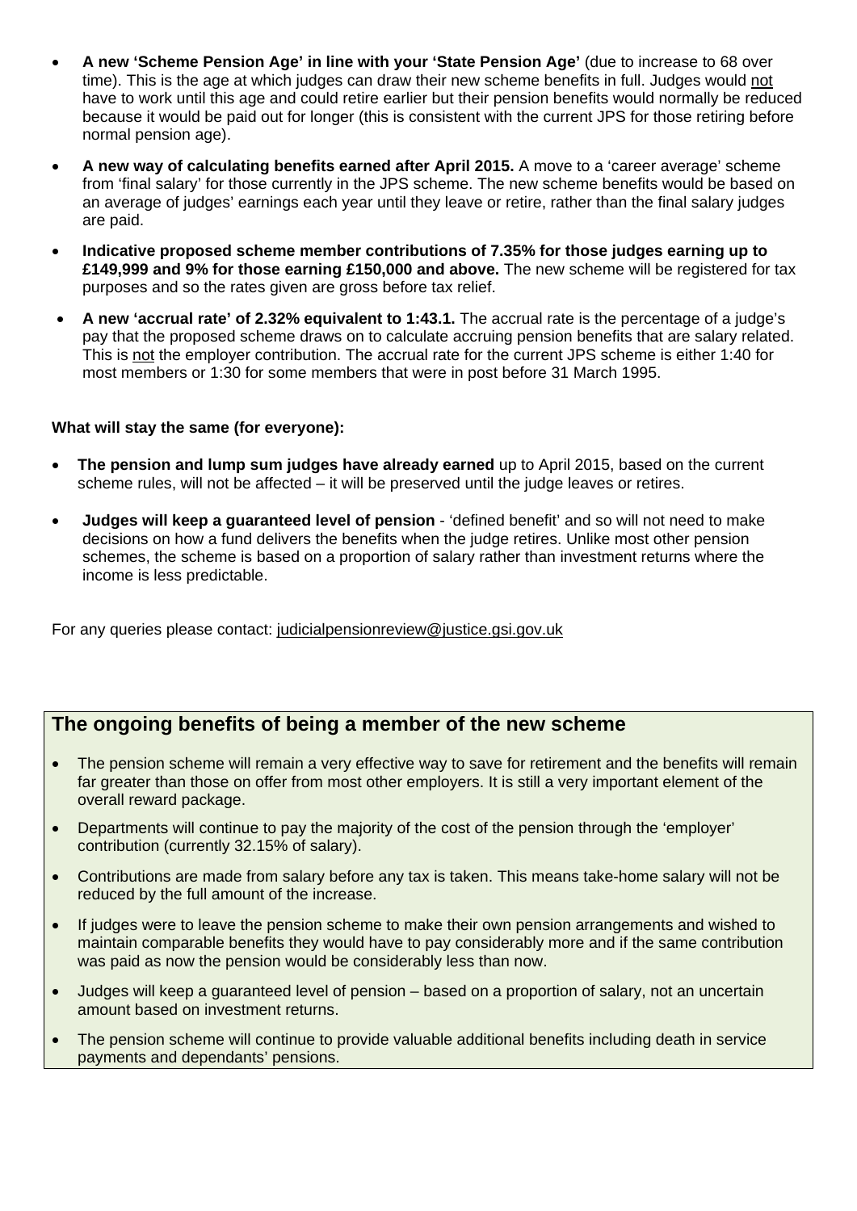- **A new 'Scheme Pension Age' in line with your 'State Pension Age'** (due to increase to 68 over time). This is the age at which judges can draw their new scheme benefits in full. Judges would not have to work until this age and could retire earlier but their pension benefits would normally be reduced because it would be paid out for longer (this is consistent with the current JPS for those retiring before normal pension age).
- **A new way of calculating benefits earned after April 2015.** A move to a 'career average' scheme from 'final salary' for those currently in the JPS scheme. The new scheme benefits would be based on an average of judges' earnings each year until they leave or retire, rather than the final salary judges are paid.
- **Indicative proposed scheme member contributions of 7.35% for those judges earning up to £149,999 and 9% for those earning £150,000 and above.** The new scheme will be registered for tax purposes and so the rates given are gross before tax relief.
- **A new 'accrual rate' of 2.32% equivalent to 1:43.1.** The accrual rate is the percentage of a judge's pay that the proposed scheme draws on to calculate accruing pension benefits that are salary related. This is not the employer contribution. The accrual rate for the current JPS scheme is either 1:40 for most members or 1:30 for some members that were in post before 31 March 1995.

**What will stay the same (for everyone):**

- **The pension and lump sum judges have already earned** up to April 2015, based on the current scheme rules, will not be affected – it will be preserved until the judge leaves or retires.
- **Judges will keep a guaranteed level of pension** - 'defined benefit' and so will not need to make decisions on how a fund delivers the benefits when the judge retires. Unlike most other pension schemes, the scheme is based on a proportion of salary rather than investment returns where the income is less predictable.

For any queries please contact: judicialpensionreview@justice.gsi.gov.uk

## The ongoing benefits of being a member of the new scheme

- The pension scheme will remain a very effective way to save for retirement and the benefits will remain far greater than those on offer from most other employers. It is still a very important element of the overall reward package.
- Departments will continue to pay the majority of the cost of the pension through the 'employer' contribution (currently 32.15% of salary).
- Contributions are made from salary before any tax is taken. This means take-home salary will not be reduced by the full amount of the increase.
- If judges were to leave the pension scheme to make their own pension arrangements and wished to maintain comparable benefits they would have to pay considerably more and if the same contribution was paid as now the pension would be considerably less than now.
- Judges will keep a guaranteed level of pension – based on a proportion of salary, not an uncertain amount based on investment returns.
- The pension scheme will continue to provide valuable additional benefits including death in service payments and dependants' pensions.